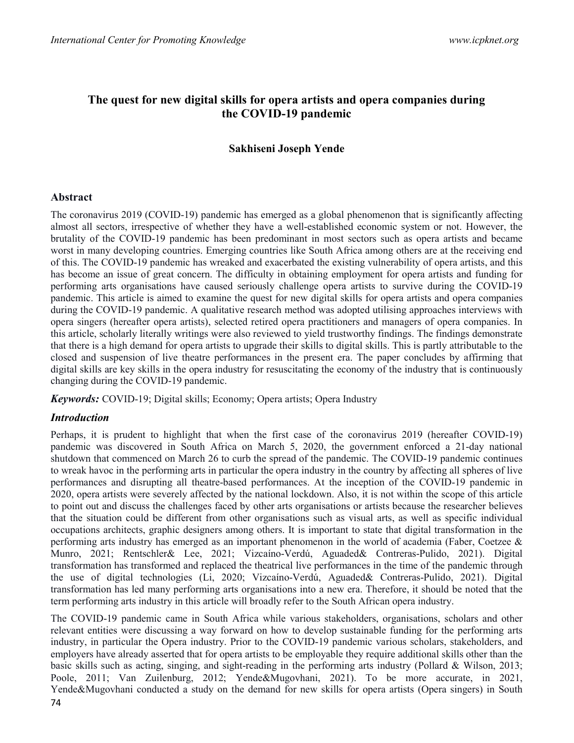# The quest for new digital skills for opera artists and opera companies during the COVID-19 pandemic

**Sakhiseni Joseph Yende**

## Abstract

The coronavirus 2019 (COVID-19) pandemic has emerged as a global phenomenon that is significantly affecting almost all sectors, irrespective of whether they have a well-established economic system or not. However, the brutality of the COVID-19 pandemic has been predominant in most sectors such as opera artists and became worst in many developing countries. Emerging countries like South Africa among others are at the receiving end of this. The COVID-19 pandemic has wreaked and exacerbated the existing vulnerability of opera artists, and this has become an issue of great concern. The difficulty in obtaining employment for opera artists and funding for performing arts organisations have caused seriously challenge opera artists to survive during the COVID-19 pandemic. This article is aimed to examine the quest for new digital skills for opera artists and opera companies during the COVID-19 pandemic. A qualitative research method was adopted utilising approaches interviews with opera singers (hereafter opera artists), selected retired opera practitioners and managers of opera companies. In this article, scholarly literally writings were also reviewed to yield trustworthy findings. The findings demonstrate that there is a high demand for opera artists to upgrade their skills to digital skills. This is partly attributable to the closed and suspension of live theatre performances in the present era. The paper concludes by affirming that digital skills are key skills in the opera industry for resuscitating the economy of the industry that is continuously changing during the COVID-19 pandemic.

***Keywords:*** COVID-19; Digital skills; Economy; Opera artists; Opera Industry

## *Introduction*

Perhaps, it is prudent to highlight that when the first case of the coronavirus 2019 (hereafter COVID-19) pandemic was discovered in South Africa on March 5, 2020, the government enforced a 21-day national shutdown that commenced on March 26 to curb the spread of the pandemic. The COVID-19 pandemic continues to wreak havoc in the performing arts in particular the opera industry in the country by affecting all spheres of live performances and disrupting all theatre-based performances. At the inception of the COVID-19 pandemic in 2020, opera artists were severely affected by the national lockdown. Also, it is not within the scope of this article to point out and discuss the challenges faced by other arts organisations or artists because the researcher believes that the situation could be different from other organisations such as visual arts, as well as specific individual occupations architects, graphic designers among others. It is important to state that digital transformation in the performing arts industry has emerged as an important phenomenon in the world of academia (Faber, Coetzee & Munro, 2021; Rentschler& Lee, 2021; Vizcaíno-Verdú, Aguaded& Contreras-Pulido, 2021). Digital transformation has transformed and replaced the theatrical live performances in the time of the pandemic through the use of digital technologies (Li, 2020; Vizcaíno-Verdú, Aguaded& Contreras-Pulido, 2021). Digital transformation has led many performing arts organisations into a new era. Therefore, it should be noted that the term performing arts industry in this article will broadly refer to the South African opera industry.

The COVID-19 pandemic came in South Africa while various stakeholders, organisations, scholars and other relevant entities were discussing a way forward on how to develop sustainable funding for the performing arts industry, in particular the Opera industry. Prior to the COVID-19 pandemic various scholars, stakeholders, and employers have already asserted that for opera artists to be employable they require additional skills other than the basic skills such as acting, singing, and sight-reading in the performing arts industry (Pollard & Wilson, 2013; Poole, 2011; Van Zuilenburg, 2012; Yende&Mugovhani, 2021). To be more accurate, in 2021, Yende&Mugovhani conducted a study on the demand for new skills for opera artists (Opera singers) in South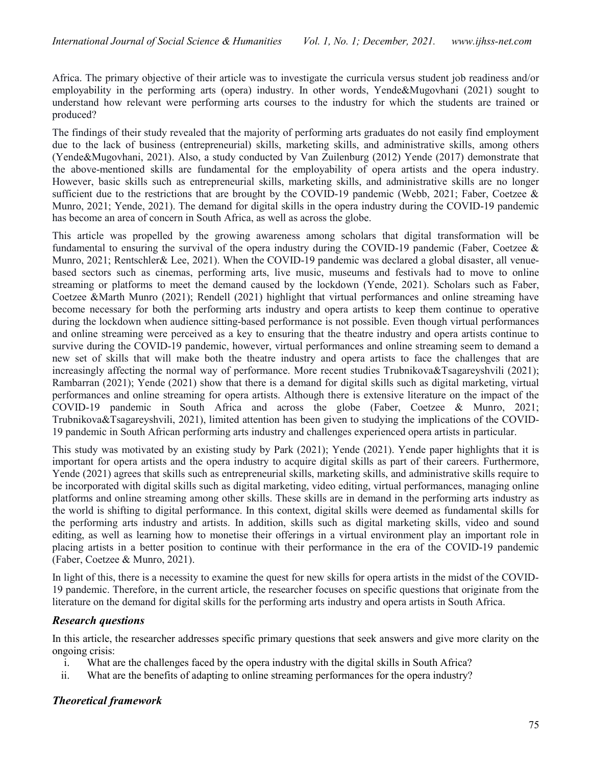Africa. The primary objective of their article was to investigate the curricula versus student job readiness and/or employability in the performing arts (opera) industry. In other words, Yende&Mugovhani (2021) sought to understand how relevant were performing arts courses to the industry for which the students are trained or produced?

The findings of their study revealed that the majority of performing arts graduates do not easily find employment due to the lack of business (entrepreneurial) skills, marketing skills, and administrative skills, among others (Yende&Mugovhani, 2021). Also, a study conducted by Van Zuilenburg (2012) Yende (2017) demonstrate that the above-mentioned skills are fundamental for the employability of opera artists and the opera industry. However, basic skills such as entrepreneurial skills, marketing skills, and administrative skills are no longer sufficient due to the restrictions that are brought by the COVID-19 pandemic (Webb, 2021; Faber, Coetzee & Munro, 2021; Yende, 2021). The demand for digital skills in the opera industry during the COVID-19 pandemic has become an area of concern in South Africa, as well as across the globe.

This article was propelled by the growing awareness among scholars that digital transformation will be fundamental to ensuring the survival of the opera industry during the COVID-19 pandemic (Faber, Coetzee & Munro, 2021; Rentschler& Lee, 2021). When the COVID-19 pandemic was declared a global disaster, all venue-based sectors such as cinemas, performing arts, live music, museums and festivals had to move to online streaming or platforms to meet the demand caused by the lockdown (Yende, 2021). Scholars such as Faber, Coetzee &Marth Munro (2021); Rendell (2021) highlight that virtual performances and online streaming have become necessary for both the performing arts industry and opera artists to keep them continue to operative during the lockdown when audience sitting-based performance is not possible. Even though virtual performances and online streaming were perceived as a key to ensuring that the theatre industry and opera artists continue to survive during the COVID-19 pandemic, however, virtual performances and online streaming seem to demand a new set of skills that will make both the theatre industry and opera artists to face the challenges that are increasingly affecting the normal way of performance. More recent studies Trubnikova&Tsagareyshvili (2021); Rambarran (2021); Yende (2021) show that there is a demand for digital skills such as digital marketing, virtual performances and online streaming for opera artists. Although there is extensive literature on the impact of the COVID-19 pandemic in South Africa and across the globe (Faber, Coetzee & Munro, 2021; Trubnikova&Tsagareyshvili, 2021), limited attention has been given to studying the implications of the COVID-19 pandemic in South African performing arts industry and challenges experienced opera artists in particular.

This study was motivated by an existing study by Park (2021); Yende (2021). Yende paper highlights that it is important for opera artists and the opera industry to acquire digital skills as part of their careers. Furthermore, Yende (2021) agrees that skills such as entrepreneurial skills, marketing skills, and administrative skills require to be incorporated with digital skills such as digital marketing, video editing, virtual performances, managing online platforms and online streaming among other skills. These skills are in demand in the performing arts industry as the world is shifting to digital performance. In this context, digital skills were deemed as fundamental skills for the performing arts industry and artists. In addition, skills such as digital marketing skills, video and sound editing, as well as learning how to monetise their offerings in a virtual environment play an important role in placing artists in a better position to continue with their performance in the era of the COVID-19 pandemic (Faber, Coetzee & Munro, 2021).

In light of this, there is a necessity to examine the quest for new skills for opera artists in the midst of the COVID-19 pandemic. Therefore, in the current article, the researcher focuses on specific questions that originate from the literature on the demand for digital skills for the performing arts industry and opera artists in South Africa.

### *Research questions*

In this article, the researcher addresses specific primary questions that seek answers and give more clarity on the ongoing crisis:

i. What are the challenges faced by the opera industry with the digital skills in South Africa?
ii. What are the benefits of adapting to online streaming performances for the opera industry?

### *Theoretical framework*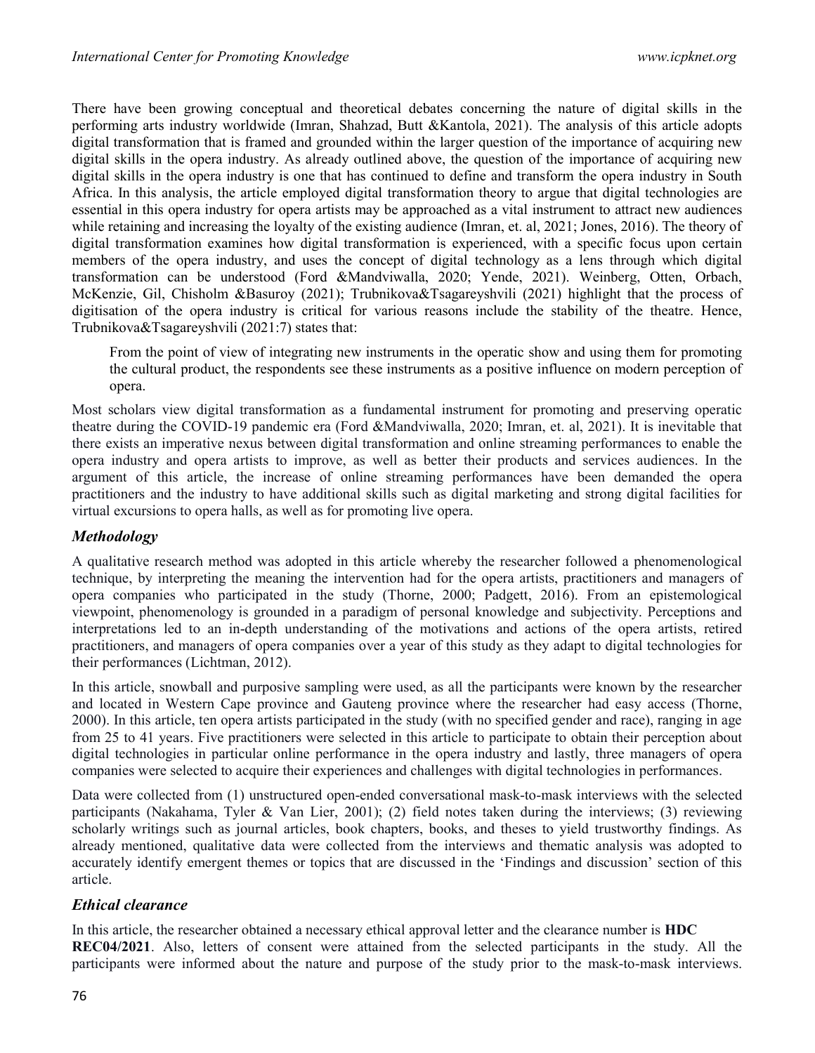There have been growing conceptual and theoretical debates concerning the nature of digital skills in the performing arts industry worldwide (Imran, Shahzad, Butt &Kantola, 2021). The analysis of this article adopts digital transformation that is framed and grounded within the larger question of the importance of acquiring new digital skills in the opera industry. As already outlined above, the question of the importance of acquiring new digital skills in the opera industry is one that has continued to define and transform the opera industry in South Africa. In this analysis, the article employed digital transformation theory to argue that digital technologies are essential in this opera industry for opera artists may be approached as a vital instrument to attract new audiences while retaining and increasing the loyalty of the existing audience (Imran, et. al, 2021; Jones, 2016). The theory of digital transformation examines how digital transformation is experienced, with a specific focus upon certain members of the opera industry, and uses the concept of digital technology as a lens through which digital transformation can be understood (Ford &Mandviwalla, 2020; Yende, 2021). Weinberg, Otten, Orbach, McKenzie, Gil, Chisholm &Basuroy (2021); Trubnikova&Tsagareyshvili (2021) highlight that the process of digitisation of the opera industry is critical for various reasons include the stability of the theatre. Hence, Trubnikova&Tsagareyshvili (2021:7) states that:

> From the point of view of integrating new instruments in the operatic show and using them for promoting the cultural product, the respondents see these instruments as a positive influence on modern perception of opera.

Most scholars view digital transformation as a fundamental instrument for promoting and preserving operatic theatre during the COVID-19 pandemic era (Ford &Mandviwalla, 2020; Imran, et. al, 2021). It is inevitable that there exists an imperative nexus between digital transformation and online streaming performances to enable the opera industry and opera artists to improve, as well as better their products and services audiences. In the argument of this article, the increase of online streaming performances have been demanded the opera practitioners and the industry to have additional skills such as digital marketing and strong digital facilities for virtual excursions to opera halls, as well as for promoting live opera.

## *Methodology*

A qualitative research method was adopted in this article whereby the researcher followed a phenomenological technique, by interpreting the meaning the intervention had for the opera artists, practitioners and managers of opera companies who participated in the study (Thorne, 2000; Padgett, 2016). From an epistemological viewpoint, phenomenology is grounded in a paradigm of personal knowledge and subjectivity. Perceptions and interpretations led to an in-depth understanding of the motivations and actions of the opera artists, retired practitioners, and managers of opera companies over a year of this study as they adapt to digital technologies for their performances (Lichtman, 2012).

In this article, snowball and purposive sampling were used, as all the participants were known by the researcher and located in Western Cape province and Gauteng province where the researcher had easy access (Thorne, 2000). In this article, ten opera artists participated in the study (with no specified gender and race), ranging in age from 25 to 41 years. Five practitioners were selected in this article to participate to obtain their perception about digital technologies in particular online performance in the opera industry and lastly, three managers of opera companies were selected to acquire their experiences and challenges with digital technologies in performances.

Data were collected from (1) unstructured open-ended conversational mask-to-mask interviews with the selected participants (Nakahama, Tyler & Van Lier, 2001); (2) field notes taken during the interviews; (3) reviewing scholarly writings such as journal articles, book chapters, books, and theses to yield trustworthy findings. As already mentioned, qualitative data were collected from the interviews and thematic analysis was adopted to accurately identify emergent themes or topics that are discussed in the 'Findings and discussion' section of this article.

## *Ethical clearance*

In this article, the researcher obtained a necessary ethical approval letter and the clearance number is **HDC REC04/2021**. Also, letters of consent were attained from the selected participants in the study. All the participants were informed about the nature and purpose of the study prior to the mask-to-mask interviews.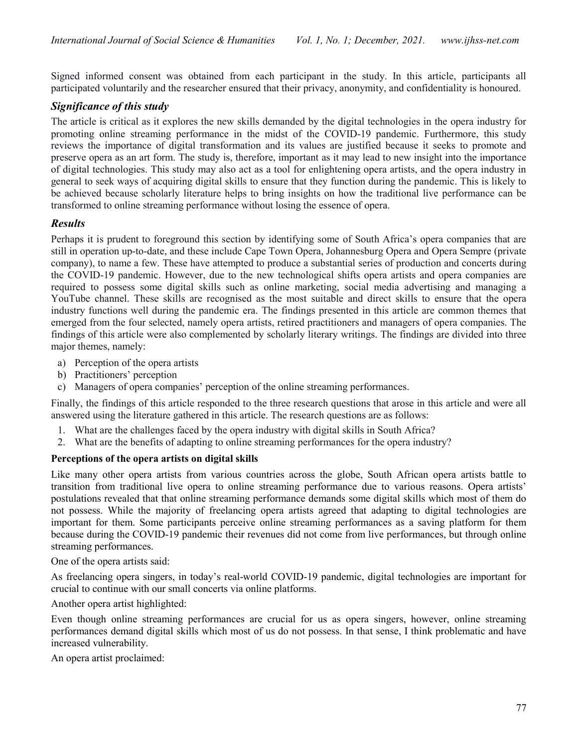Signed informed consent was obtained from each participant in the study. In this article, participants all participated voluntarily and the researcher ensured that their privacy, anonymity, and confidentiality is honoured.

### *Significance of this study*

The article is critical as it explores the new skills demanded by the digital technologies in the opera industry for promoting online streaming performance in the midst of the COVID-19 pandemic. Furthermore, this study reviews the importance of digital transformation and its values are justified because it seeks to promote and preserve opera as an art form. The study is, therefore, important as it may lead to new insight into the importance of digital technologies. This study may also act as a tool for enlightening opera artists, and the opera industry in general to seek ways of acquiring digital skills to ensure that they function during the pandemic. This is likely to be achieved because scholarly literature helps to bring insights on how the traditional live performance can be transformed to online streaming performance without losing the essence of opera.

### *Results*

Perhaps it is prudent to foreground this section by identifying some of South Africa's opera companies that are still in operation up-to-date, and these include Cape Town Opera, Johannesburg Opera and Opera Sempre (private company), to name a few. These have attempted to produce a substantial series of production and concerts during the COVID-19 pandemic. However, due to the new technological shifts opera artists and opera companies are required to possess some digital skills such as online marketing, social media advertising and managing a YouTube channel. These skills are recognised as the most suitable and direct skills to ensure that the opera industry functions well during the pandemic era. The findings presented in this article are common themes that emerged from the four selected, namely opera artists, retired practitioners and managers of opera companies. The findings of this article were also complemented by scholarly literary writings. The findings are divided into three major themes, namely:

a) Perception of the opera artists
b) Practitioners' perception
c) Managers of opera companies' perception of the online streaming performances.

Finally, the findings of this article responded to the three research questions that arose in this article and were all answered using the literature gathered in this article. The research questions are as follows:

1. What are the challenges faced by the opera industry with digital skills in South Africa?
2. What are the benefits of adapting to online streaming performances for the opera industry?

**Perceptions of the opera artists on digital skills**

Like many other opera artists from various countries across the globe, South African opera artists battle to transition from traditional live opera to online streaming performance due to various reasons. Opera artists' postulations revealed that that online streaming performance demands some digital skills which most of them do not possess. While the majority of freelancing opera artists agreed that adapting to digital technologies are important for them. Some participants perceive online streaming performances as a saving platform for them because during the COVID-19 pandemic their revenues did not come from live performances, but through online streaming performances.

One of the opera artists said:

As freelancing opera singers, in today's real-world COVID-19 pandemic, digital technologies are important for crucial to continue with our small concerts via online platforms.

Another opera artist highlighted:

Even though online streaming performances are crucial for us as opera singers, however, online streaming performances demand digital skills which most of us do not possess. In that sense, I think problematic and have increased vulnerability.

An opera artist proclaimed: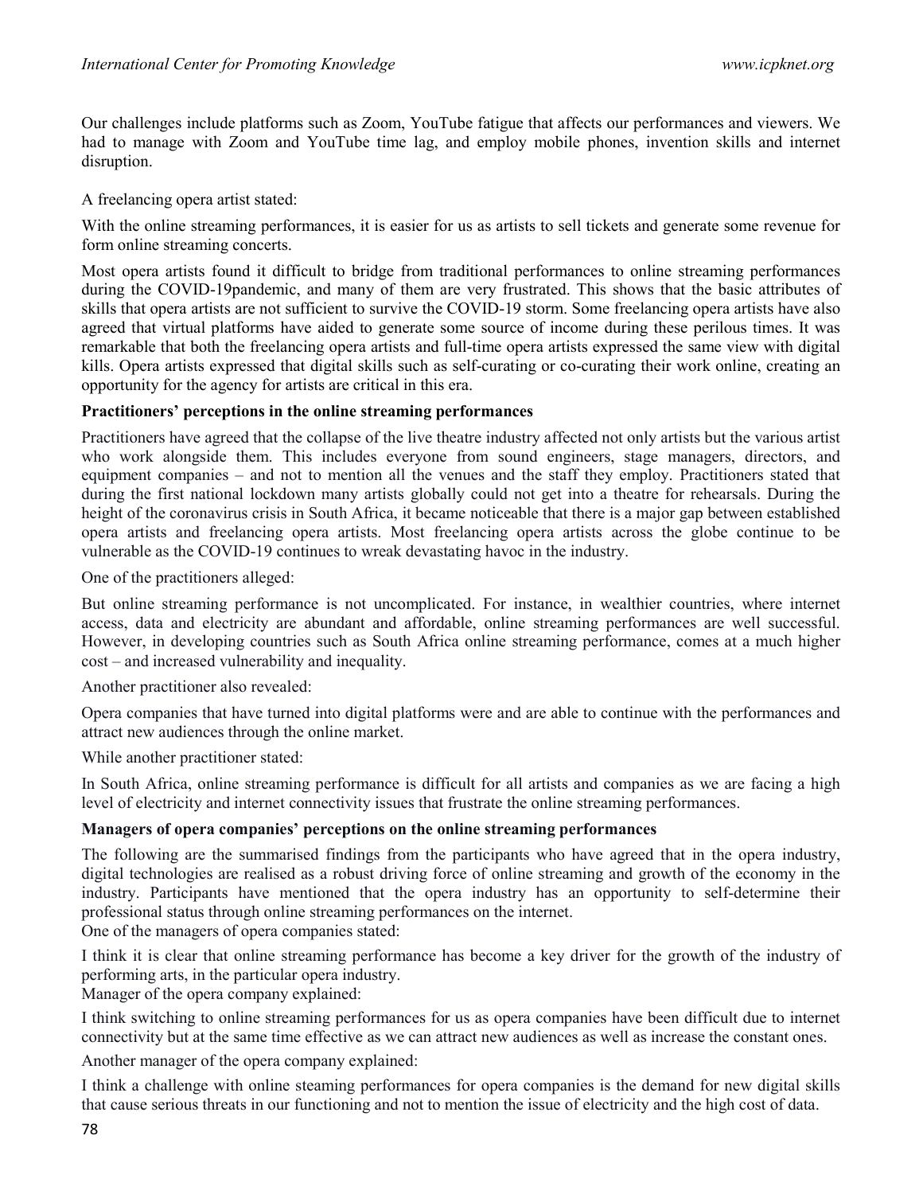Our challenges include platforms such as Zoom, YouTube fatigue that affects our performances and viewers. We had to manage with Zoom and YouTube time lag, and employ mobile phones, invention skills and internet disruption.

A freelancing opera artist stated:

With the online streaming performances, it is easier for us as artists to sell tickets and generate some revenue for form online streaming concerts.

Most opera artists found it difficult to bridge from traditional performances to online streaming performances during the COVID-19pandemic, and many of them are very frustrated. This shows that the basic attributes of skills that opera artists are not sufficient to survive the COVID-19 storm. Some freelancing opera artists have also agreed that virtual platforms have aided to generate some source of income during these perilous times. It was remarkable that both the freelancing opera artists and full-time opera artists expressed the same view with digital kills. Opera artists expressed that digital skills such as self-curating or co-curating their work online, creating an opportunity for the agency for artists are critical in this era.

**Practitioners' perceptions in the online streaming performances**

Practitioners have agreed that the collapse of the live theatre industry affected not only artists but the various artist who work alongside them. This includes everyone from sound engineers, stage managers, directors, and equipment companies – and not to mention all the venues and the staff they employ. Practitioners stated that during the first national lockdown many artists globally could not get into a theatre for rehearsals. During the height of the coronavirus crisis in South Africa, it became noticeable that there is a major gap between established opera artists and freelancing opera artists. Most freelancing opera artists across the globe continue to be vulnerable as the COVID-19 continues to wreak devastating havoc in the industry.

One of the practitioners alleged:

But online streaming performance is not uncomplicated. For instance, in wealthier countries, where internet access, data and electricity are abundant and affordable, online streaming performances are well successful. However, in developing countries such as South Africa online streaming performance, comes at a much higher cost – and increased vulnerability and inequality.

Another practitioner also revealed:

Opera companies that have turned into digital platforms were and are able to continue with the performances and attract new audiences through the online market.

While another practitioner stated:

In South Africa, online streaming performance is difficult for all artists and companies as we are facing a high level of electricity and internet connectivity issues that frustrate the online streaming performances.

**Managers of opera companies' perceptions on the online streaming performances**

The following are the summarised findings from the participants who have agreed that in the opera industry, digital technologies are realised as a robust driving force of online streaming and growth of the economy in the industry. Participants have mentioned that the opera industry has an opportunity to self-determine their professional status through online streaming performances on the internet.

One of the managers of opera companies stated:

I think it is clear that online streaming performance has become a key driver for the growth of the industry of performing arts, in the particular opera industry.

Manager of the opera company explained:

I think switching to online streaming performances for us as opera companies have been difficult due to internet connectivity but at the same time effective as we can attract new audiences as well as increase the constant ones.

Another manager of the opera company explained:

I think a challenge with online steaming performances for opera companies is the demand for new digital skills that cause serious threats in our functioning and not to mention the issue of electricity and the high cost of data.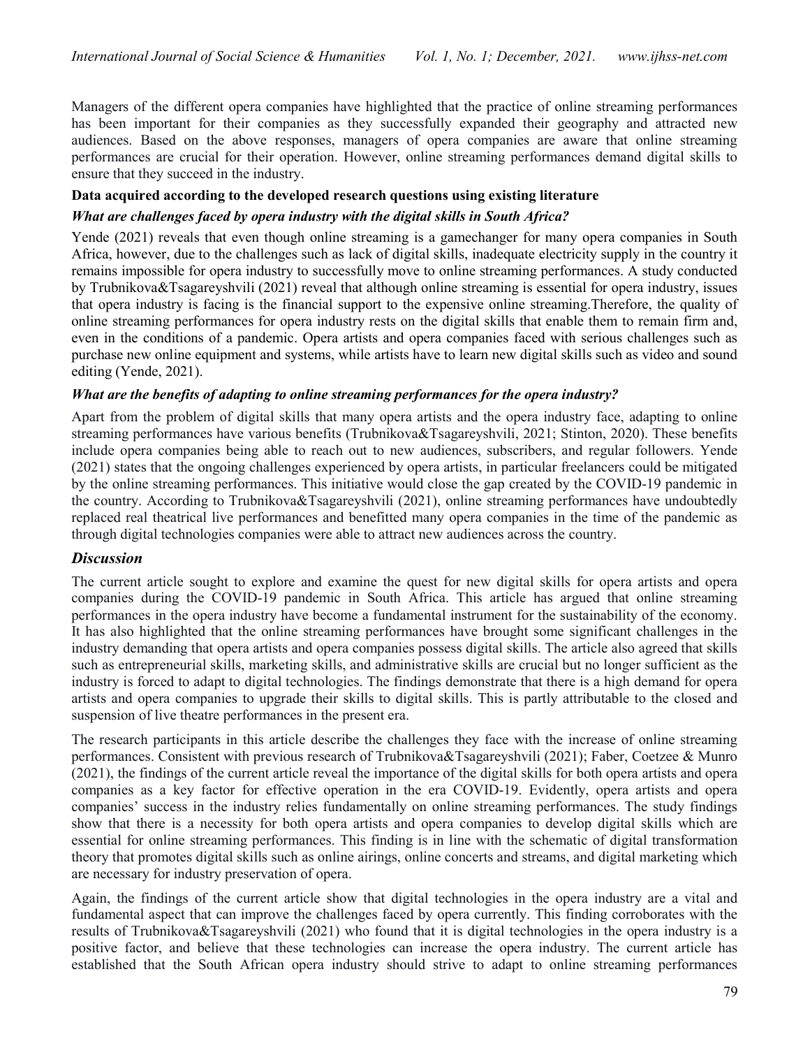Managers of the different opera companies have highlighted that the practice of online streaming performances has been important for their companies as they successfully expanded their geography and attracted new audiences. Based on the above responses, managers of opera companies are aware that online streaming performances are crucial for their operation. However, online streaming performances demand digital skills to ensure that they succeed in the industry.

**Data acquired according to the developed research questions using existing literature**

***What are challenges faced by opera industry with the digital skills in South Africa?***

Yende (2021) reveals that even though online streaming is a gamechanger for many opera companies in South Africa, however, due to the challenges such as lack of digital skills, inadequate electricity supply in the country it remains impossible for opera industry to successfully move to online streaming performances. A study conducted by Trubnikova&Tsagareyshvili (2021) reveal that although online streaming is essential for opera industry, issues that opera industry is facing is the financial support to the expensive online streaming.Therefore, the quality of online streaming performances for opera industry rests on the digital skills that enable them to remain firm and, even in the conditions of a pandemic. Opera artists and opera companies faced with serious challenges such as purchase new online equipment and systems, while artists have to learn new digital skills such as video and sound editing (Yende, 2021).

***What are the benefits of adapting to online streaming performances for the opera industry?***

Apart from the problem of digital skills that many opera artists and the opera industry face, adapting to online streaming performances have various benefits (Trubnikova&Tsagareyshvili, 2021; Stinton, 2020). These benefits include opera companies being able to reach out to new audiences, subscribers, and regular followers. Yende (2021) states that the ongoing challenges experienced by opera artists, in particular freelancers could be mitigated by the online streaming performances. This initiative would close the gap created by the COVID-19 pandemic in the country. According to Trubnikova&Tsagareyshvili (2021), online streaming performances have undoubtedly replaced real theatrical live performances and benefitted many opera companies in the time of the pandemic as through digital technologies companies were able to attract new audiences across the country.

## *Discussion*

The current article sought to explore and examine the quest for new digital skills for opera artists and opera companies during the COVID-19 pandemic in South Africa. This article has argued that online streaming performances in the opera industry have become a fundamental instrument for the sustainability of the economy. It has also highlighted that the online streaming performances have brought some significant challenges in the industry demanding that opera artists and opera companies possess digital skills. The article also agreed that skills such as entrepreneurial skills, marketing skills, and administrative skills are crucial but no longer sufficient as the industry is forced to adapt to digital technologies. The findings demonstrate that there is a high demand for opera artists and opera companies to upgrade their skills to digital skills. This is partly attributable to the closed and suspension of live theatre performances in the present era.

The research participants in this article describe the challenges they face with the increase of online streaming performances. Consistent with previous research of Trubnikova&Tsagareyshvili (2021); Faber, Coetzee & Munro (2021), the findings of the current article reveal the importance of the digital skills for both opera artists and opera companies as a key factor for effective operation in the era COVID-19. Evidently, opera artists and opera companies' success in the industry relies fundamentally on online streaming performances. The study findings show that there is a necessity for both opera artists and opera companies to develop digital skills which are essential for online streaming performances. This finding is in line with the schematic of digital transformation theory that promotes digital skills such as online airings, online concerts and streams, and digital marketing which are necessary for industry preservation of opera.

Again, the findings of the current article show that digital technologies in the opera industry are a vital and fundamental aspect that can improve the challenges faced by opera currently. This finding corroborates with the results of Trubnikova&Tsagareyshvili (2021) who found that it is digital technologies in the opera industry is a positive factor, and believe that these technologies can increase the opera industry. The current article has established that the South African opera industry should strive to adapt to online streaming performances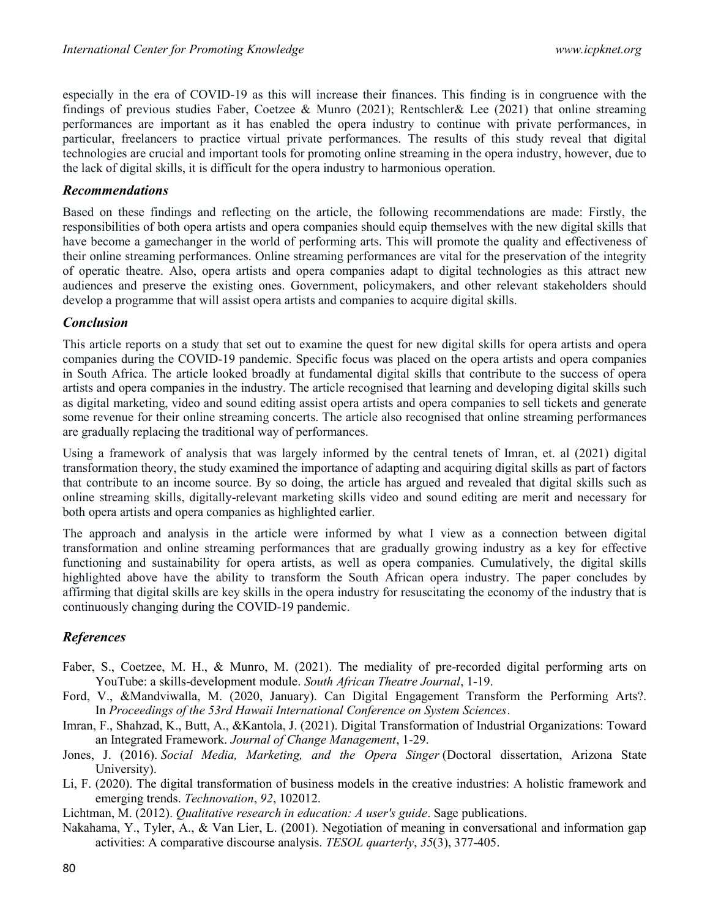especially in the era of COVID-19 as this will increase their finances. This finding is in congruence with the findings of previous studies Faber, Coetzee & Munro (2021); Rentschler& Lee (2021) that online streaming performances are important as it has enabled the opera industry to continue with private performances, in particular, freelancers to practice virtual private performances. The results of this study reveal that digital technologies are crucial and important tools for promoting online streaming in the opera industry, however, due to the lack of digital skills, it is difficult for the opera industry to harmonious operation.

### *Recommendations*

Based on these findings and reflecting on the article, the following recommendations are made: Firstly, the responsibilities of both opera artists and opera companies should equip themselves with the new digital skills that have become a gamechanger in the world of performing arts. This will promote the quality and effectiveness of their online streaming performances. Online streaming performances are vital for the preservation of the integrity of operatic theatre. Also, opera artists and opera companies adapt to digital technologies as this attract new audiences and preserve the existing ones. Government, policymakers, and other relevant stakeholders should develop a programme that will assist opera artists and companies to acquire digital skills.

### *Conclusion*

This article reports on a study that set out to examine the quest for new digital skills for opera artists and opera companies during the COVID-19 pandemic. Specific focus was placed on the opera artists and opera companies in South Africa. The article looked broadly at fundamental digital skills that contribute to the success of opera artists and opera companies in the industry. The article recognised that learning and developing digital skills such as digital marketing, video and sound editing assist opera artists and opera companies to sell tickets and generate some revenue for their online streaming concerts. The article also recognised that online streaming performances are gradually replacing the traditional way of performances.

Using a framework of analysis that was largely informed by the central tenets of Imran, et. al (2021) digital transformation theory, the study examined the importance of adapting and acquiring digital skills as part of factors that contribute to an income source. By so doing, the article has argued and revealed that digital skills such as online streaming skills, digitally-relevant marketing skills video and sound editing are merit and necessary for both opera artists and opera companies as highlighted earlier.

The approach and analysis in the article were informed by what I view as a connection between digital transformation and online streaming performances that are gradually growing industry as a key for effective functioning and sustainability for opera artists, as well as opera companies. Cumulatively, the digital skills highlighted above have the ability to transform the South African opera industry. The paper concludes by affirming that digital skills are key skills in the opera industry for resuscitating the economy of the industry that is continuously changing during the COVID-19 pandemic.

### *References*

Faber, S., Coetzee, M. H., & Munro, M. (2021). The mediality of pre-recorded digital performing arts on YouTube: a skills-development module. *South African Theatre Journal*, 1-19.

Ford, V., &Mandviwalla, M. (2020, January). Can Digital Engagement Transform the Performing Arts?. In *Proceedings of the 53rd Hawaii International Conference on System Sciences*.

Imran, F., Shahzad, K., Butt, A., &Kantola, J. (2021). Digital Transformation of Industrial Organizations: Toward an Integrated Framework. *Journal of Change Management*, 1-29.

Jones, J. (2016). *Social Media, Marketing, and the Opera Singer* (Doctoral dissertation, Arizona State University).

Li, F. (2020). The digital transformation of business models in the creative industries: A holistic framework and emerging trends. *Technovation*, *92*, 102012.

Lichtman, M. (2012). *Qualitative research in education: A user's guide*. Sage publications.

Nakahama, Y., Tyler, A., & Van Lier, L. (2001). Negotiation of meaning in conversational and information gap activities: A comparative discourse analysis. *TESOL quarterly*, *35*(3), 377-405.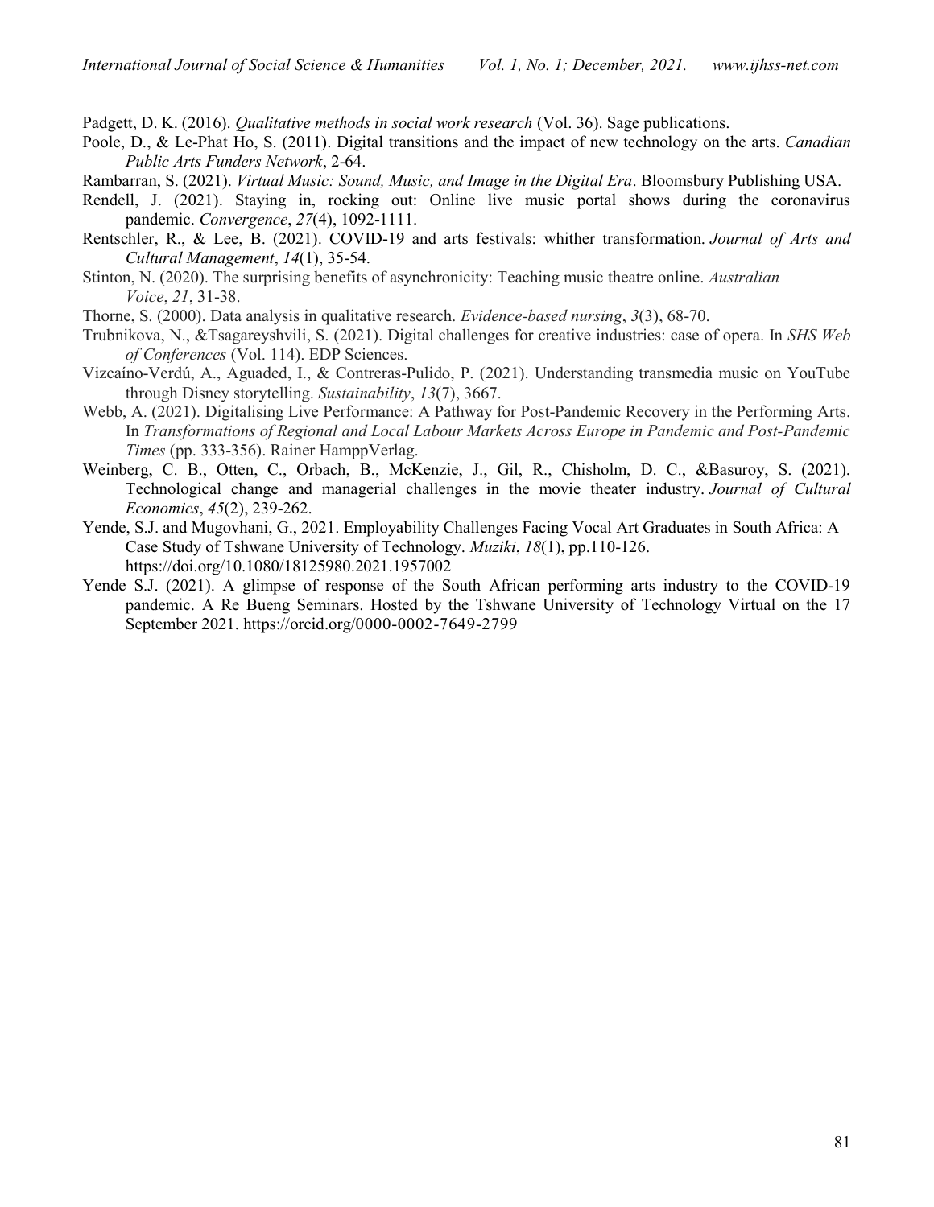Padgett, D. K. (2016). *Qualitative methods in social work research* (Vol. 36). Sage publications.

Poole, D., & Le-Phat Ho, S. (2011). Digital transitions and the impact of new technology on the arts. *Canadian Public Arts Funders Network*, 2-64.

Rambarran, S. (2021). *Virtual Music: Sound, Music, and Image in the Digital Era*. Bloomsbury Publishing USA.

Rendell, J. (2021). Staying in, rocking out: Online live music portal shows during the coronavirus pandemic. *Convergence*, *27*(4), 1092-1111.

Rentschler, R., & Lee, B. (2021). COVID-19 and arts festivals: whither transformation. *Journal of Arts and Cultural Management*, *14*(1), 35-54.

Stinton, N. (2020). The surprising benefits of asynchronicity: Teaching music theatre online. *Australian Voice*, *21*, 31-38.

Thorne, S. (2000). Data analysis in qualitative research. *Evidence-based nursing*, *3*(3), 68-70.

Trubnikova, N., &Tsagareyshvili, S. (2021). Digital challenges for creative industries: case of opera. In *SHS Web of Conferences* (Vol. 114). EDP Sciences.

Vizcaíno-Verdú, A., Aguaded, I., & Contreras-Pulido, P. (2021). Understanding transmedia music on YouTube through Disney storytelling. *Sustainability*, *13*(7), 3667.

Webb, A. (2021). Digitalising Live Performance: A Pathway for Post-Pandemic Recovery in the Performing Arts. In *Transformations of Regional and Local Labour Markets Across Europe in Pandemic and Post-Pandemic Times* (pp. 333-356). Rainer HamppVerlag.

Weinberg, C. B., Otten, C., Orbach, B., McKenzie, J., Gil, R., Chisholm, D. C., &Basuroy, S. (2021). Technological change and managerial challenges in the movie theater industry. *Journal of Cultural Economics*, *45*(2), 239-262.

Yende, S.J. and Mugovhani, G., 2021. Employability Challenges Facing Vocal Art Graduates in South Africa: A Case Study of Tshwane University of Technology. *Muziki*, *18*(1), pp.110-126. https://doi.org/10.1080/18125980.2021.1957002

Yende S.J. (2021). A glimpse of response of the South African performing arts industry to the COVID-19 pandemic. A Re Bueng Seminars. Hosted by the Tshwane University of Technology Virtual on the 17 September 2021. https://orcid.org/0000-0002-7649-2799